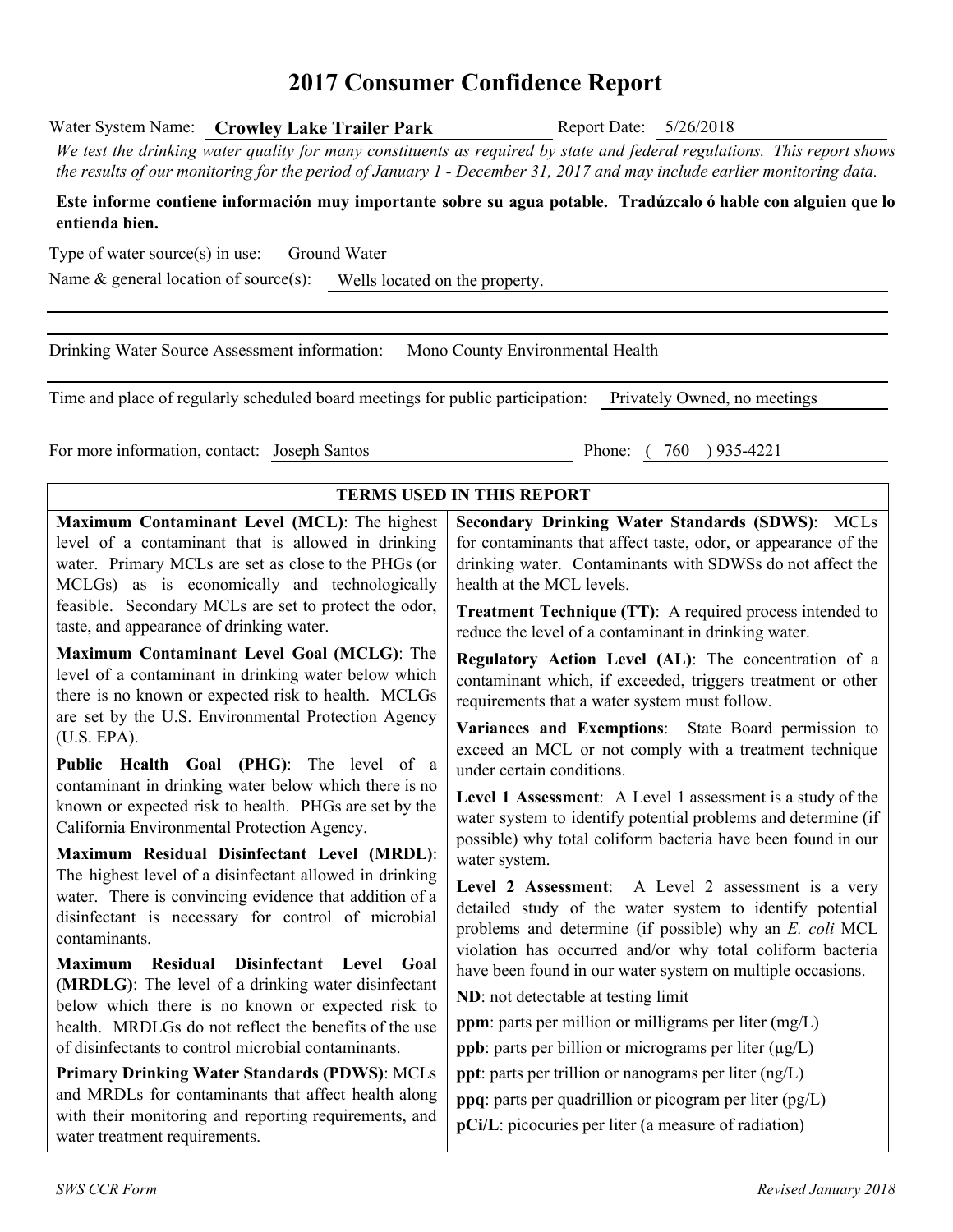# 2017 Consumer Confidence Report

Water System Name: **Crowley Lake Trailer Park** Report Date: 5/26/2018

*We test the drinking water quality for many constituents as required by state and federal regulations. This report shows the results of our monitoring for the period of January 1 - December 31, 2017 and may include earlier monitoring data.*

**Este informe contiene información muy importante sobre su agua potable. Tradúzcalo ó hable con alguien que lo entienda bien.**

Type of water source(s) in use: Ground Water

Name & general location of source(s): Wells located on the property.

Drinking Water Source Assessment information: Mono County Environmental Health

Time and place of regularly scheduled board meetings for public participation: Privately Owned, no meetings

For more information, contact: Joseph Santos Phone: ( 760 ) 935-4221

## TERMS USED IN THIS REPORT

**Maximum Contaminant Level (MCL)**: The highest level of a contaminant that is allowed in drinking water. Primary MCLs are set as close to the PHGs (or MCLGs) as is economically and technologically feasible. Secondary MCLs are set to protect the odor, taste, and appearance of drinking water.

**Maximum Contaminant Level Goal (MCLG)**: The level of a contaminant in drinking water below which there is no known or expected risk to health. MCLGs are set by the U.S. Environmental Protection Agency (U.S. EPA).

**Public Health Goal (PHG)**: The level of a contaminant in drinking water below which there is no known or expected risk to health. PHGs are set by the California Environmental Protection Agency.

**Maximum Residual Disinfectant Level (MRDL)**: The highest level of a disinfectant allowed in drinking water. There is convincing evidence that addition of a disinfectant is necessary for control of microbial contaminants.

**Maximum Residual Disinfectant Level Goal (MRDLG)**: The level of a drinking water disinfectant below which there is no known or expected risk to health. MRDLGs do not reflect the benefits of the use of disinfectants to control microbial contaminants.

**Primary Drinking Water Standards (PDWS)**: MCLs and MRDLs for contaminants that affect health along with their monitoring and reporting requirements, and water treatment requirements.

**Secondary Drinking Water Standards (SDWS)**: MCLs for contaminants that affect taste, odor, or appearance of the drinking water. Contaminants with SDWSs do not affect the health at the MCL levels.

**Treatment Technique (TT)**: A required process intended to reduce the level of a contaminant in drinking water.

**Regulatory Action Level (AL)**: The concentration of a contaminant which, if exceeded, triggers treatment or other requirements that a water system must follow.

**Variances and Exemptions**: State Board permission to exceed an MCL or not comply with a treatment technique under certain conditions.

**Level 1 Assessment**: A Level 1 assessment is a study of the water system to identify potential problems and determine (if possible) why total coliform bacteria have been found in our water system.

**Level 2 Assessment**: A Level 2 assessment is a very detailed study of the water system to identify potential problems and determine (if possible) why an *E. coli* MCL violation has occurred and/or why total coliform bacteria have been found in our water system on multiple occasions.

**ND**: not detectable at testing limit

**ppm**: parts per million or milligrams per liter (mg/L)

**ppb**: parts per billion or micrograms per liter (μg/L)

**ppt**: parts per trillion or nanograms per liter (ng/L)

**ppq**: parts per quadrillion or picogram per liter (pg/L)

**pCi/L**: picocuries per liter (a measure of radiation)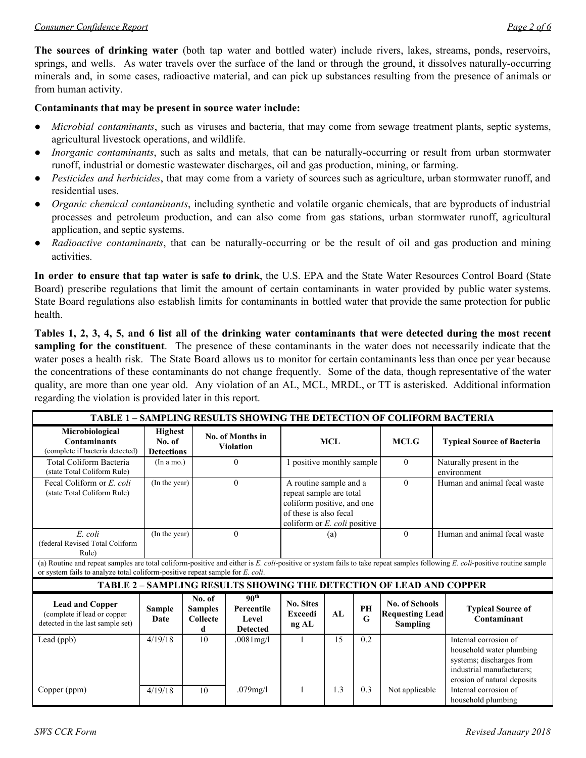**The sources of drinking water** (both tap water and bottled water) include rivers, lakes, streams, ponds, reservoirs, springs, and wells. As water travels over the surface of the land or through the ground, it dissolves naturally-occurring minerals and, in some cases, radioactive material, and can pick up substances resulting from the presence of animals or from human activity.

**Contaminants that may be present in source water include:**

- *Microbial contaminants*, such as viruses and bacteria, that may come from sewage treatment plants, septic systems, agricultural livestock operations, and wildlife.
- *Inorganic contaminants*, such as salts and metals, that can be naturally-occurring or result from urban stormwater runoff, industrial or domestic wastewater discharges, oil and gas production, mining, or farming.
- *Pesticides and herbicides*, that may come from a variety of sources such as agriculture, urban stormwater runoff, and residential uses.
- *Organic chemical contaminants*, including synthetic and volatile organic chemicals, that are byproducts of industrial processes and petroleum production, and can also come from gas stations, urban stormwater runoff, agricultural application, and septic systems.
- *Radioactive contaminants*, that can be naturally-occurring or be the result of oil and gas production and mining activities.

**In order to ensure that tap water is safe to drink**, the U.S. EPA and the State Water Resources Control Board (State Board) prescribe regulations that limit the amount of certain contaminants in water provided by public water systems. State Board regulations also establish limits for contaminants in bottled water that provide the same protection for public health.

**Tables 1, 2, 3, 4, 5, and 6 list all of the drinking water contaminants that were detected during the most recent sampling for the constituent**. The presence of these contaminants in the water does not necessarily indicate that the water poses a health risk. The State Board allows us to monitor for certain contaminants less than once per year because the concentrations of these contaminants do not change frequently. Some of the data, though representative of the water quality, are more than one year old. Any violation of an AL, MCL, MRDL, or TT is asterisked. Additional information regarding the violation is provided later in this report.

**TABLE 1 – SAMPLING RESULTS SHOWING THE DETECTION OF COLIFORM BACTERIA**

| Microbiological Contaminants (complete if bacteria detected) | Highest No. of Detections | No. of Months in Violation | MCL | MCLG | Typical Source of Bacteria |
|---|---|---|---|---|---|
| Total Coliform Bacteria (state Total Coliform Rule) | (In a mo.) | 0 | 1 positive monthly sample | 0 | Naturally present in the environment |
| Fecal Coliform or *E. coli* (state Total Coliform Rule) | (In the year) | 0 | A routine sample and a repeat sample are total coliform positive, and one of these is also fecal coliform or *E. coli* positive | 0 | Human and animal fecal waste |
| *E. coli* (federal Revised Total Coliform Rule) | (In the year) | 0 | (a) | 0 | Human and animal fecal waste |

(a) Routine and repeat samples are total coliform-positive and either is *E. coli*-positive or system fails to take repeat samples following *E. coli*-positive routine sample or system fails to analyze total coliform-positive repeat sample for *E. coli*.

**TABLE 2 – SAMPLING RESULTS SHOWING THE DETECTION OF LEAD AND COPPER**

| Lead and Copper (complete if lead or copper detected in the last sample set) | Sample Date | No. of Samples Collected | 90th Percentile Level Detected | No. Sites Exceeding AL | AL | PHG | No. of Schools Requesting Lead Sampling | Typical Source of Contaminant |
|---|---|---|---|---|---|---|---|---|
| Lead (ppb) | 4/19/18 | 10 | .0081mg/l | 1 | 15 | 0.2 | | Internal corrosion of household water plumbing systems; discharges from industrial manufacturers; erosion of natural deposits |
| Copper (ppm) | 4/19/18 | 10 | .079mg/l | 1 | 1.3 | 0.3 | Not applicable | Internal corrosion of household plumbing |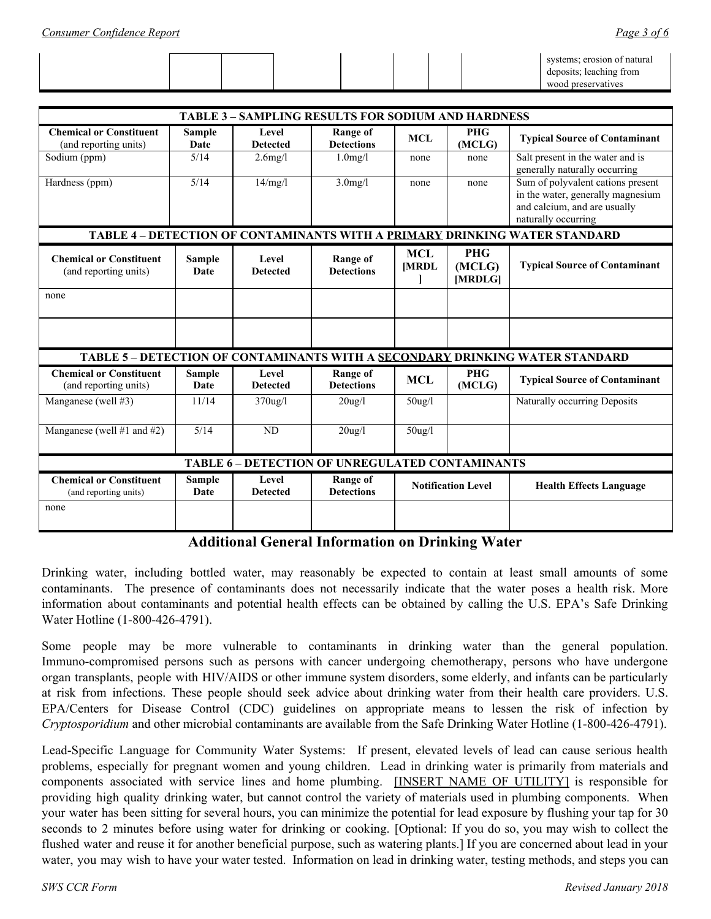| | | | | | | | | |
|---|---|---|---|---|---|---|---|---|
| | | | | | | | | systems; erosion of natural deposits; leaching from wood preservatives |

| TABLE 3 – SAMPLING RESULTS FOR SODIUM AND HARDNESS | | | | | | |
|---|---|---|---|---|---|---|
| **Chemical or Constituent** (and reporting units) | **Sample Date** | **Level Detected** | **Range of Detections** | **MCL** | **PHG (MCLG)** | **Typical Source of Contaminant** |
| Sodium (ppm) | 5/14 | 2.6mg/l | 1.0mg/l | none | none | Salt present in the water and is generally naturally occurring |
| Hardness (ppm) | 5/14 | 14/mg/l | 3.0mg/l | none | none | Sum of polyvalent cations present in the water, generally magnesium and calcium, and are usually naturally occurring |

| TABLE 4 – DETECTION OF CONTAMINANTS WITH A PRIMARY DRINKING WATER STANDARD | | | | | | |
|---|---|---|---|---|---|---|
| **Chemical or Constituent** (and reporting units) | **Sample Date** | **Level Detected** | **Range of Detections** | **MCL [MRDL]** | **PHG (MCLG) [MRDLG]** | **Typical Source of Contaminant** |
| none | | | | | | |
| | | | | | | |

| TABLE 5 – DETECTION OF CONTAMINANTS WITH A SECONDARY DRINKING WATER STANDARD | | | | | | |
|---|---|---|---|---|---|---|
| **Chemical or Constituent** (and reporting units) | **Sample Date** | **Level Detected** | **Range of Detections** | **MCL** | **PHG (MCLG)** | **Typical Source of Contaminant** |
| Manganese (well #3) | 11/14 | 370ug/l | 20ug/l | 50ug/l | | Naturally occurring Deposits |
| Manganese (well #1 and #2) | 5/14 | ND | 20ug/l | 50ug/l | | |

| TABLE 6 – DETECTION OF UNREGULATED CONTAMINANTS | | | | | |
|---|---|---|---|---|---|
| **Chemical or Constituent** (and reporting units) | **Sample Date** | **Level Detected** | **Range of Detections** | **Notification Level** | **Health Effects Language** |
| none | | | | | |

## Additional General Information on Drinking Water

Drinking water, including bottled water, may reasonably be expected to contain at least small amounts of some contaminants. The presence of contaminants does not necessarily indicate that the water poses a health risk. More information about contaminants and potential health effects can be obtained by calling the U.S. EPA's Safe Drinking Water Hotline (1-800-426-4791).

Some people may be more vulnerable to contaminants in drinking water than the general population. Immuno-compromised persons such as persons with cancer undergoing chemotherapy, persons who have undergone organ transplants, people with HIV/AIDS or other immune system disorders, some elderly, and infants can be particularly at risk from infections. These people should seek advice about drinking water from their health care providers. U.S. EPA/Centers for Disease Control (CDC) guidelines on appropriate means to lessen the risk of infection by *Cryptosporidium* and other microbial contaminants are available from the Safe Drinking Water Hotline (1-800-426-4791).

Lead-Specific Language for Community Water Systems: If present, elevated levels of lead can cause serious health problems, especially for pregnant women and young children. Lead in drinking water is primarily from materials and components associated with service lines and home plumbing. [INSERT NAME OF UTILITY] is responsible for providing high quality drinking water, but cannot control the variety of materials used in plumbing components. When your water has been sitting for several hours, you can minimize the potential for lead exposure by flushing your tap for 30 seconds to 2 minutes before using water for drinking or cooking. [Optional: If you do so, you may wish to collect the flushed water and reuse it for another beneficial purpose, such as watering plants.] If you are concerned about lead in your water, you may wish to have your water tested. Information on lead in drinking water, testing methods, and steps you can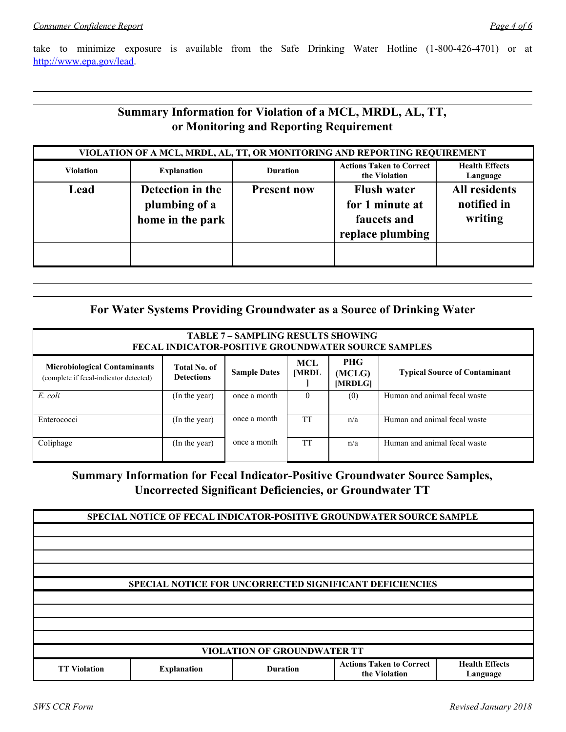take to minimize exposure is available from the Safe Drinking Water Hotline (1-800-426-4701) or at http://www.epa.gov/lead.

## Summary Information for Violation of a MCL, MRDL, AL, TT, or Monitoring and Reporting Requirement

| VIOLATION OF A MCL, MRDL, AL, TT, OR MONITORING AND REPORTING REQUIREMENT | | | | |
|---|---|---|---|---|
| **Violation** | **Explanation** | **Duration** | **Actions Taken to Correct the Violation** | **Health Effects Language** |
| **Lead** | **Detection in the plumbing of a home in the park** | **Present now** | **Flush water for 1 minute at faucets and replace plumbing** | **All residents notified in writing** |
| | | | | |

## For Water Systems Providing Groundwater as a Source of Drinking Water

| TABLE 7 – SAMPLING RESULTS SHOWING FECAL INDICATOR-POSITIVE GROUNDWATER SOURCE SAMPLES | | | | | |
|---|---|---|---|---|---|
| **Microbiological Contaminants** (complete if fecal-indicator detected) | **Total No. of Detections** | **Sample Dates** | **MCL [MRDL]** | **PHG (MCLG) [MRDLG]** | **Typical Source of Contaminant** |
| *E. coli* | (In the year) | once a month | 0 | (0) | Human and animal fecal waste |
| Enterococci | (In the year) | once a month | TT | n/a | Human and animal fecal waste |
| Coliphage | (In the year) | once a month | TT | n/a | Human and animal fecal waste |

## Summary Information for Fecal Indicator-Positive Groundwater Source Samples, Uncorrected Significant Deficiencies, or Groundwater TT

| SPECIAL NOTICE OF FECAL INDICATOR-POSITIVE GROUNDWATER SOURCE SAMPLE |
|---|
| |
| |
| |
| |

| SPECIAL NOTICE FOR UNCORRECTED SIGNIFICANT DEFICIENCIES |
|---|
| |
| |
| |
| |

| VIOLATION OF GROUNDWATER TT | | | | |
|---|---|---|---|---|
| **TT Violation** | **Explanation** | **Duration** | **Actions Taken to Correct the Violation** | **Health Effects Language** |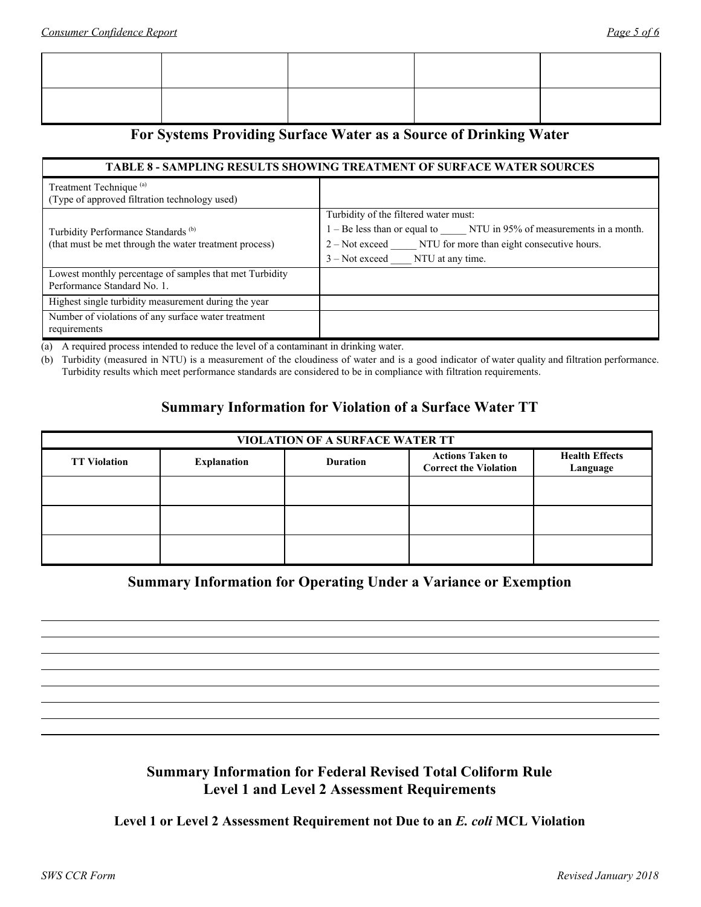| | | | | |
|---|---|---|---|---|
| | | | | |
| | | | | |

## For Systems Providing Surface Water as a Source of Drinking Water

| TABLE 8 - SAMPLING RESULTS SHOWING TREATMENT OF SURFACE WATER SOURCES | |
|---|---|
| Treatment Technique [(a)]<br>(Type of approved filtration technology used) | |
| Turbidity Performance Standards [(b)]<br>(that must be met through the water treatment process) | Turbidity of the filtered water must:<br>1 – Be less than or equal to _____ NTU in 95% of measurements in a month.<br>2 – Not exceed _____ NTU for more than eight consecutive hours.<br>3 – Not exceed ____ NTU at any time. |
| Lowest monthly percentage of samples that met Turbidity Performance Standard No. 1. | |
| Highest single turbidity measurement during the year | |
| Number of violations of any surface water treatment requirements | |

(a) A required process intended to reduce the level of a contaminant in drinking water.

(b) Turbidity (measured in NTU) is a measurement of the cloudiness of water and is a good indicator of water quality and filtration performance. Turbidity results which meet performance standards are considered to be in compliance with filtration requirements.

## Summary Information for Violation of a Surface Water TT

| VIOLATION OF A SURFACE WATER TT | | | | |
|---|---|---|---|---|
| **TT Violation** | **Explanation** | **Duration** | **Actions Taken to Correct the Violation** | **Health Effects Language** |
| | | | | |
| | | | | |
| | | | | |

## Summary Information for Operating Under a Variance or Exemption

## Summary Information for Federal Revised Total Coliform Rule Level 1 and Level 2 Assessment Requirements

### Level 1 or Level 2 Assessment Requirement not Due to an *E. coli* MCL Violation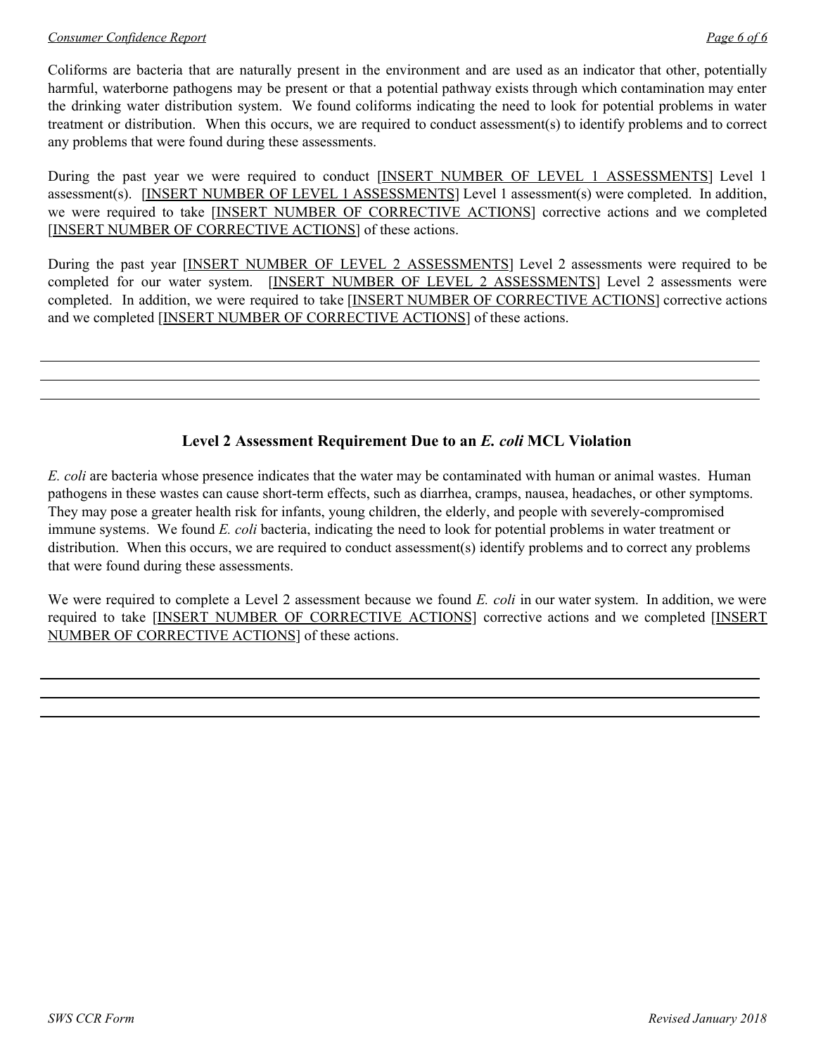Coliforms are bacteria that are naturally present in the environment and are used as an indicator that other, potentially harmful, waterborne pathogens may be present or that a potential pathway exists through which contamination may enter the drinking water distribution system. We found coliforms indicating the need to look for potential problems in water treatment or distribution. When this occurs, we are required to conduct assessment(s) to identify problems and to correct any problems that were found during these assessments.

During the past year we were required to conduct [INSERT NUMBER OF LEVEL 1 ASSESSMENTS] Level 1 assessment(s). [INSERT NUMBER OF LEVEL 1 ASSESSMENTS] Level 1 assessment(s) were completed. In addition, we were required to take [INSERT NUMBER OF CORRECTIVE ACTIONS] corrective actions and we completed [INSERT NUMBER OF CORRECTIVE ACTIONS] of these actions.

During the past year [INSERT NUMBER OF LEVEL 2 ASSESSMENTS] Level 2 assessments were required to be completed for our water system. [INSERT NUMBER OF LEVEL 2 ASSESSMENTS] Level 2 assessments were completed. In addition, we were required to take [INSERT NUMBER OF CORRECTIVE ACTIONS] corrective actions and we completed [INSERT NUMBER OF CORRECTIVE ACTIONS] of these actions.

---

## Level 2 Assessment Requirement Due to an *E. coli* MCL Violation

*E. coli* are bacteria whose presence indicates that the water may be contaminated with human or animal wastes. Human pathogens in these wastes can cause short-term effects, such as diarrhea, cramps, nausea, headaches, or other symptoms. They may pose a greater health risk for infants, young children, the elderly, and people with severely-compromised immune systems. We found *E. coli* bacteria, indicating the need to look for potential problems in water treatment or distribution. When this occurs, we are required to conduct assessment(s) identify problems and to correct any problems that were found during these assessments.

We were required to complete a Level 2 assessment because we found *E. coli* in our water system. In addition, we were required to take [INSERT NUMBER OF CORRECTIVE ACTIONS] corrective actions and we completed [INSERT NUMBER OF CORRECTIVE ACTIONS] of these actions.

---